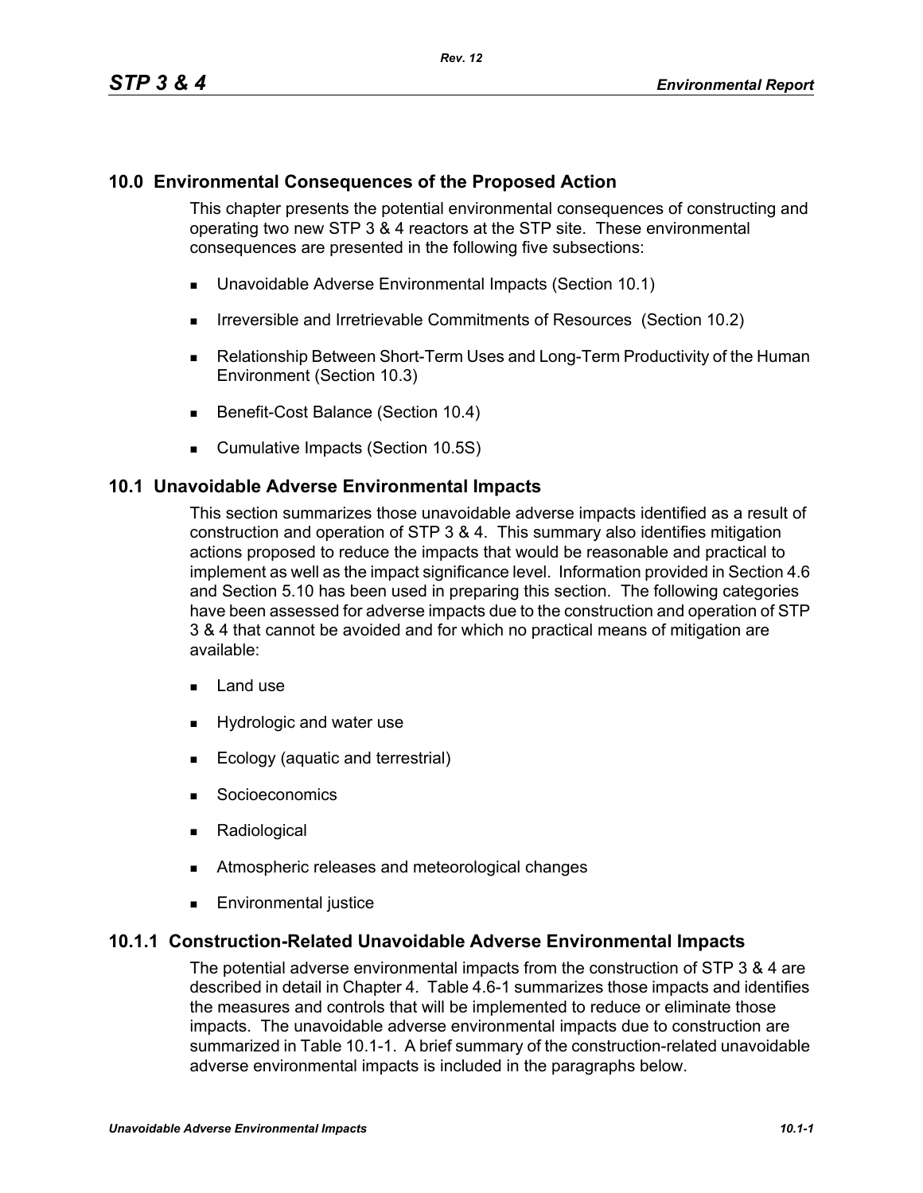## 10.0 Environmental Consequences of the Proposed Action

This chapter presents the potential environmental consequences of constructing and operating two new STP 3 & 4 reactors at the STP site. These environmental consequences are presented in the following five subsections:

- Unavoidable Adverse Environmental Impacts (Section 10.1)
- Irreversible and Irretrievable Commitments of Resources (Section 10.2)
- Relationship Between Short-Term Uses and Long-Term Productivity of the Human Environment (Section 10.3)
- Benefit-Cost Balance (Section 10.4)
- Cumulative Impacts (Section 10.5S)

## 10.1 Unavoidable Adverse Environmental Impacts

This section summarizes those unavoidable adverse impacts identified as a result of construction and operation of STP 3 & 4. This summary also identifies mitigation actions proposed to reduce the impacts that would be reasonable and practical to implement as well as the impact significance level. Information provided in Section 4.6 and Section 5.10 has been used in preparing this section. The following categories have been assessed for adverse impacts due to the construction and operation of STP 3 & 4 that cannot be avoided and for which no practical means of mitigation are available:

- Land use
- Hydrologic and water use
- Ecology (aquatic and terrestrial)
- Socioeconomics
- Radiological
- Atmospheric releases and meteorological changes
- Environmental justice

### 10.1.1 Construction-Related Unavoidable Adverse Environmental Impacts

The potential adverse environmental impacts from the construction of STP 3 & 4 are described in detail in Chapter 4. Table 4.6-1 summarizes those impacts and identifies the measures and controls that will be implemented to reduce or eliminate those impacts. The unavoidable adverse environmental impacts due to construction are summarized in Table 10.1-1. A brief summary of the construction-related unavoidable adverse environmental impacts is included in the paragraphs below.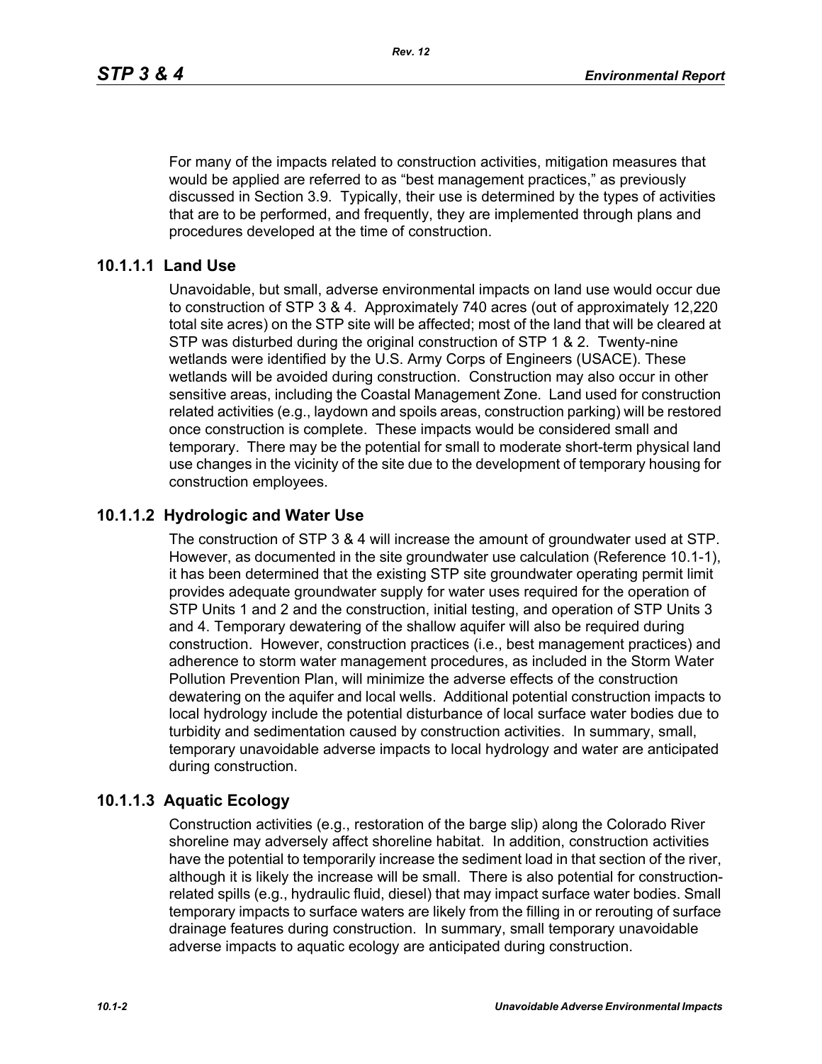For many of the impacts related to construction activities, mitigation measures that would be applied are referred to as "best management practices," as previously discussed in Section 3.9. Typically, their use is determined by the types of activities that are to be performed, and frequently, they are implemented through plans and procedures developed at the time of construction.

### 10.1.1.1 Land Use

Unavoidable, but small, adverse environmental impacts on land use would occur due to construction of STP 3 & 4. Approximately 740 acres (out of approximately 12,220 total site acres) on the STP site will be affected; most of the land that will be cleared at STP was disturbed during the original construction of STP 1 & 2. Twenty-nine wetlands were identified by the U.S. Army Corps of Engineers (USACE). These wetlands will be avoided during construction. Construction may also occur in other sensitive areas, including the Coastal Management Zone. Land used for construction related activities (e.g., laydown and spoils areas, construction parking) will be restored once construction is complete. These impacts would be considered small and temporary. There may be the potential for small to moderate short-term physical land use changes in the vicinity of the site due to the development of temporary housing for construction employees.

### 10.1.1.2 Hydrologic and Water Use

The construction of STP 3 & 4 will increase the amount of groundwater used at STP. However, as documented in the site groundwater use calculation (Reference 10.1-1), it has been determined that the existing STP site groundwater operating permit limit provides adequate groundwater supply for water uses required for the operation of STP Units 1 and 2 and the construction, initial testing, and operation of STP Units 3 and 4. Temporary dewatering of the shallow aquifer will also be required during construction. However, construction practices (i.e., best management practices) and adherence to storm water management procedures, as included in the Storm Water Pollution Prevention Plan, will minimize the adverse effects of the construction dewatering on the aquifer and local wells. Additional potential construction impacts to local hydrology include the potential disturbance of local surface water bodies due to turbidity and sedimentation caused by construction activities. In summary, small, temporary unavoidable adverse impacts to local hydrology and water are anticipated during construction.

### 10.1.1.3 Aquatic Ecology

Construction activities (e.g., restoration of the barge slip) along the Colorado River shoreline may adversely affect shoreline habitat. In addition, construction activities have the potential to temporarily increase the sediment load in that section of the river, although it is likely the increase will be small. There is also potential for construction-related spills (e.g., hydraulic fluid, diesel) that may impact surface water bodies. Small temporary impacts to surface waters are likely from the filling in or rerouting of surface drainage features during construction. In summary, small temporary unavoidable adverse impacts to aquatic ecology are anticipated during construction.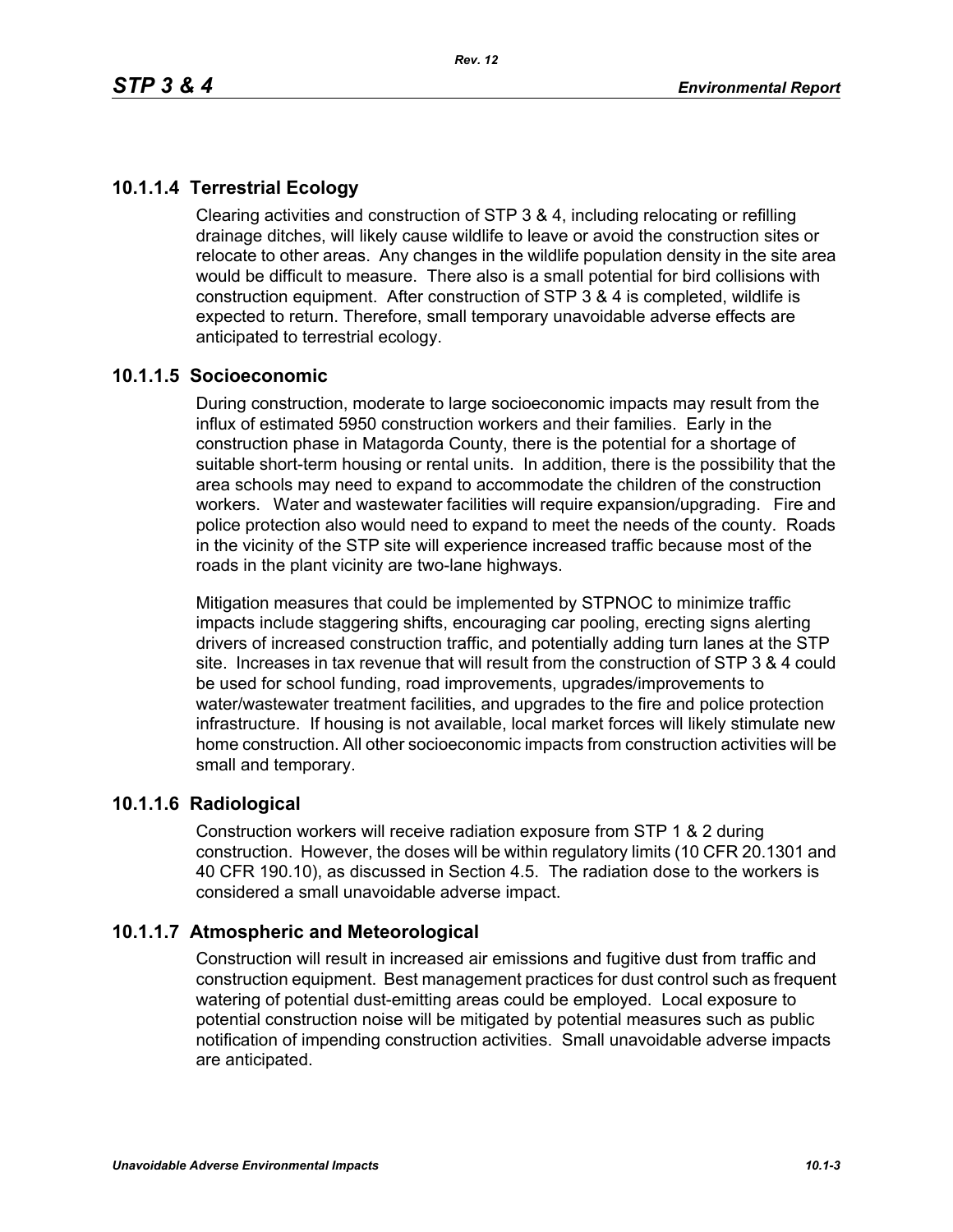### 10.1.1.4 Terrestrial Ecology

Clearing activities and construction of STP 3 & 4, including relocating or refilling drainage ditches, will likely cause wildlife to leave or avoid the construction sites or relocate to other areas. Any changes in the wildlife population density in the site area would be difficult to measure. There also is a small potential for bird collisions with construction equipment. After construction of STP 3 & 4 is completed, wildlife is expected to return. Therefore, small temporary unavoidable adverse effects are anticipated to terrestrial ecology.

### 10.1.1.5 Socioeconomic

During construction, moderate to large socioeconomic impacts may result from the influx of estimated 5950 construction workers and their families. Early in the construction phase in Matagorda County, there is the potential for a shortage of suitable short-term housing or rental units. In addition, there is the possibility that the area schools may need to expand to accommodate the children of the construction workers. Water and wastewater facilities will require expansion/upgrading. Fire and police protection also would need to expand to meet the needs of the county. Roads in the vicinity of the STP site will experience increased traffic because most of the roads in the plant vicinity are two-lane highways.

Mitigation measures that could be implemented by STPNOC to minimize traffic impacts include staggering shifts, encouraging car pooling, erecting signs alerting drivers of increased construction traffic, and potentially adding turn lanes at the STP site. Increases in tax revenue that will result from the construction of STP 3 & 4 could be used for school funding, road improvements, upgrades/improvements to water/wastewater treatment facilities, and upgrades to the fire and police protection infrastructure. If housing is not available, local market forces will likely stimulate new home construction. All other socioeconomic impacts from construction activities will be small and temporary.

### 10.1.1.6 Radiological

Construction workers will receive radiation exposure from STP 1 & 2 during construction. However, the doses will be within regulatory limits (10 CFR 20.1301 and 40 CFR 190.10), as discussed in Section 4.5. The radiation dose to the workers is considered a small unavoidable adverse impact.

### 10.1.1.7 Atmospheric and Meteorological

Construction will result in increased air emissions and fugitive dust from traffic and construction equipment. Best management practices for dust control such as frequent watering of potential dust-emitting areas could be employed. Local exposure to potential construction noise will be mitigated by potential measures such as public notification of impending construction activities. Small unavoidable adverse impacts are anticipated.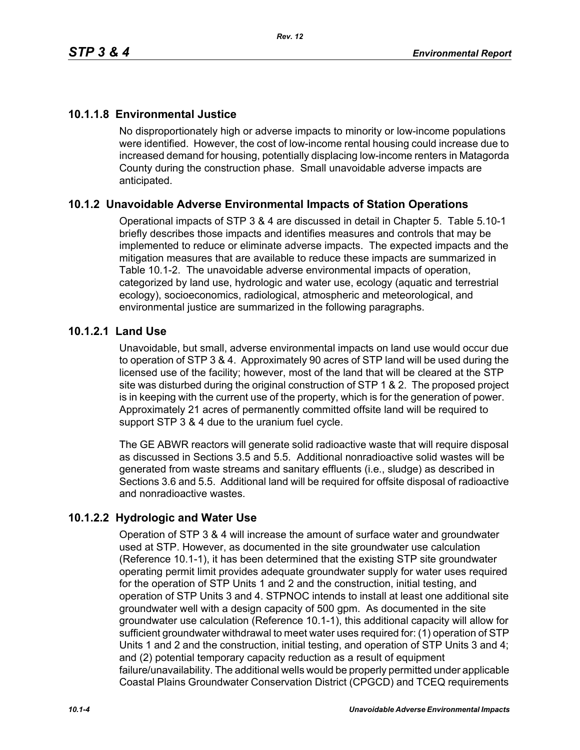### 10.1.1.8 Environmental Justice

No disproportionately high or adverse impacts to minority or low-income populations were identified. However, the cost of low-income rental housing could increase due to increased demand for housing, potentially displacing low-income renters in Matagorda County during the construction phase. Small unavoidable adverse impacts are anticipated.

## 10.1.2 Unavoidable Adverse Environmental Impacts of Station Operations

Operational impacts of STP 3 & 4 are discussed in detail in Chapter 5. Table 5.10-1 briefly describes those impacts and identifies measures and controls that may be implemented to reduce or eliminate adverse impacts. The expected impacts and the mitigation measures that are available to reduce these impacts are summarized in Table 10.1-2. The unavoidable adverse environmental impacts of operation, categorized by land use, hydrologic and water use, ecology (aquatic and terrestrial ecology), socioeconomics, radiological, atmospheric and meteorological, and environmental justice are summarized in the following paragraphs.

### 10.1.2.1 Land Use

Unavoidable, but small, adverse environmental impacts on land use would occur due to operation of STP 3 & 4. Approximately 90 acres of STP land will be used during the licensed use of the facility; however, most of the land that will be cleared at the STP site was disturbed during the original construction of STP 1 & 2. The proposed project is in keeping with the current use of the property, which is for the generation of power. Approximately 21 acres of permanently committed offsite land will be required to support STP 3 & 4 due to the uranium fuel cycle.

The GE ABWR reactors will generate solid radioactive waste that will require disposal as discussed in Sections 3.5 and 5.5. Additional nonradioactive solid wastes will be generated from waste streams and sanitary effluents (i.e., sludge) as described in Sections 3.6 and 5.5. Additional land will be required for offsite disposal of radioactive and nonradioactive wastes.

### 10.1.2.2 Hydrologic and Water Use

Operation of STP 3 & 4 will increase the amount of surface water and groundwater used at STP. However, as documented in the site groundwater use calculation (Reference 10.1-1), it has been determined that the existing STP site groundwater operating permit limit provides adequate groundwater supply for water uses required for the operation of STP Units 1 and 2 and the construction, initial testing, and operation of STP Units 3 and 4. STPNOC intends to install at least one additional site groundwater well with a design capacity of 500 gpm. As documented in the site groundwater use calculation (Reference 10.1-1), this additional capacity will allow for sufficient groundwater withdrawal to meet water uses required for: (1) operation of STP Units 1 and 2 and the construction, initial testing, and operation of STP Units 3 and 4; and (2) potential temporary capacity reduction as a result of equipment failure/unavailability. The additional wells would be properly permitted under applicable Coastal Plains Groundwater Conservation District (CPGCD) and TCEQ requirements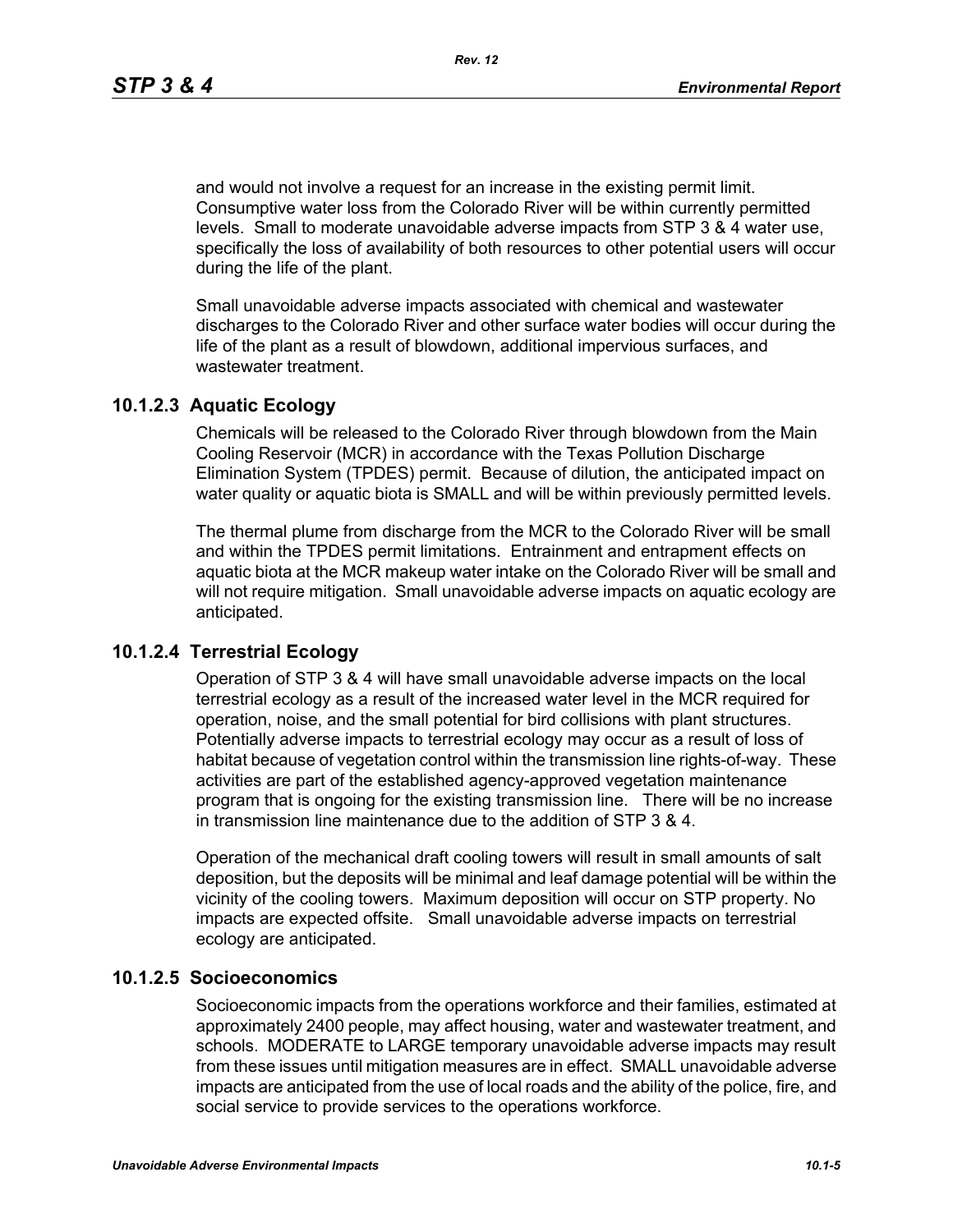and would not involve a request for an increase in the existing permit limit. Consumptive water loss from the Colorado River will be within currently permitted levels. Small to moderate unavoidable adverse impacts from STP 3 & 4 water use, specifically the loss of availability of both resources to other potential users will occur during the life of the plant.

Small unavoidable adverse impacts associated with chemical and wastewater discharges to the Colorado River and other surface water bodies will occur during the life of the plant as a result of blowdown, additional impervious surfaces, and wastewater treatment.

### 10.1.2.3 Aquatic Ecology

Chemicals will be released to the Colorado River through blowdown from the Main Cooling Reservoir (MCR) in accordance with the Texas Pollution Discharge Elimination System (TPDES) permit. Because of dilution, the anticipated impact on water quality or aquatic biota is SMALL and will be within previously permitted levels.

The thermal plume from discharge from the MCR to the Colorado River will be small and within the TPDES permit limitations. Entrainment and entrapment effects on aquatic biota at the MCR makeup water intake on the Colorado River will be small and will not require mitigation. Small unavoidable adverse impacts on aquatic ecology are anticipated.

### 10.1.2.4 Terrestrial Ecology

Operation of STP 3 & 4 will have small unavoidable adverse impacts on the local terrestrial ecology as a result of the increased water level in the MCR required for operation, noise, and the small potential for bird collisions with plant structures. Potentially adverse impacts to terrestrial ecology may occur as a result of loss of habitat because of vegetation control within the transmission line rights-of-way. These activities are part of the established agency-approved vegetation maintenance program that is ongoing for the existing transmission line. There will be no increase in transmission line maintenance due to the addition of STP 3 & 4.

Operation of the mechanical draft cooling towers will result in small amounts of salt deposition, but the deposits will be minimal and leaf damage potential will be within the vicinity of the cooling towers. Maximum deposition will occur on STP property. No impacts are expected offsite. Small unavoidable adverse impacts on terrestrial ecology are anticipated.

### 10.1.2.5 Socioeconomics

Socioeconomic impacts from the operations workforce and their families, estimated at approximately 2400 people, may affect housing, water and wastewater treatment, and schools. MODERATE to LARGE temporary unavoidable adverse impacts may result from these issues until mitigation measures are in effect. SMALL unavoidable adverse impacts are anticipated from the use of local roads and the ability of the police, fire, and social service to provide services to the operations workforce.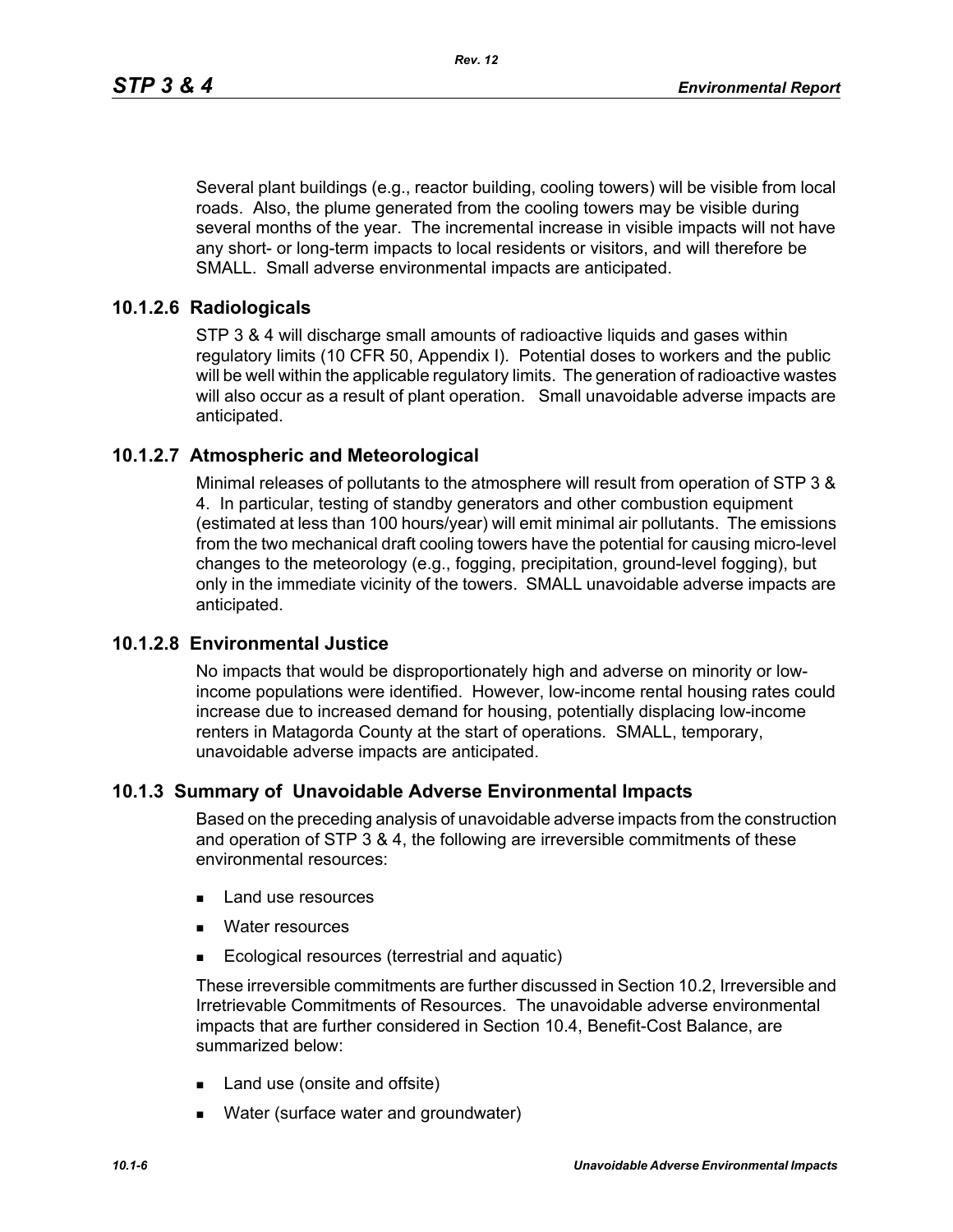Several plant buildings (e.g., reactor building, cooling towers) will be visible from local roads. Also, the plume generated from the cooling towers may be visible during several months of the year. The incremental increase in visible impacts will not have any short- or long-term impacts to local residents or visitors, and will therefore be SMALL. Small adverse environmental impacts are anticipated.

### 10.1.2.6 Radiologicals

STP 3 & 4 will discharge small amounts of radioactive liquids and gases within regulatory limits (10 CFR 50, Appendix I). Potential doses to workers and the public will be well within the applicable regulatory limits. The generation of radioactive wastes will also occur as a result of plant operation. Small unavoidable adverse impacts are anticipated.

### 10.1.2.7 Atmospheric and Meteorological

Minimal releases of pollutants to the atmosphere will result from operation of STP 3 & 4. In particular, testing of standby generators and other combustion equipment (estimated at less than 100 hours/year) will emit minimal air pollutants. The emissions from the two mechanical draft cooling towers have the potential for causing micro-level changes to the meteorology (e.g., fogging, precipitation, ground-level fogging), but only in the immediate vicinity of the towers. SMALL unavoidable adverse impacts are anticipated.

### 10.1.2.8 Environmental Justice

No impacts that would be disproportionately high and adverse on minority or low-income populations were identified. However, low-income rental housing rates could increase due to increased demand for housing, potentially displacing low-income renters in Matagorda County at the start of operations. SMALL, temporary, unavoidable adverse impacts are anticipated.

## 10.1.3 Summary of Unavoidable Adverse Environmental Impacts

Based on the preceding analysis of unavoidable adverse impacts from the construction and operation of STP 3 & 4, the following are irreversible commitments of these environmental resources:

- Land use resources
- Water resources
- Ecological resources (terrestrial and aquatic)

These irreversible commitments are further discussed in Section 10.2, Irreversible and Irretrievable Commitments of Resources. The unavoidable adverse environmental impacts that are further considered in Section 10.4, Benefit-Cost Balance, are summarized below:

- Land use (onsite and offsite)
- Water (surface water and groundwater)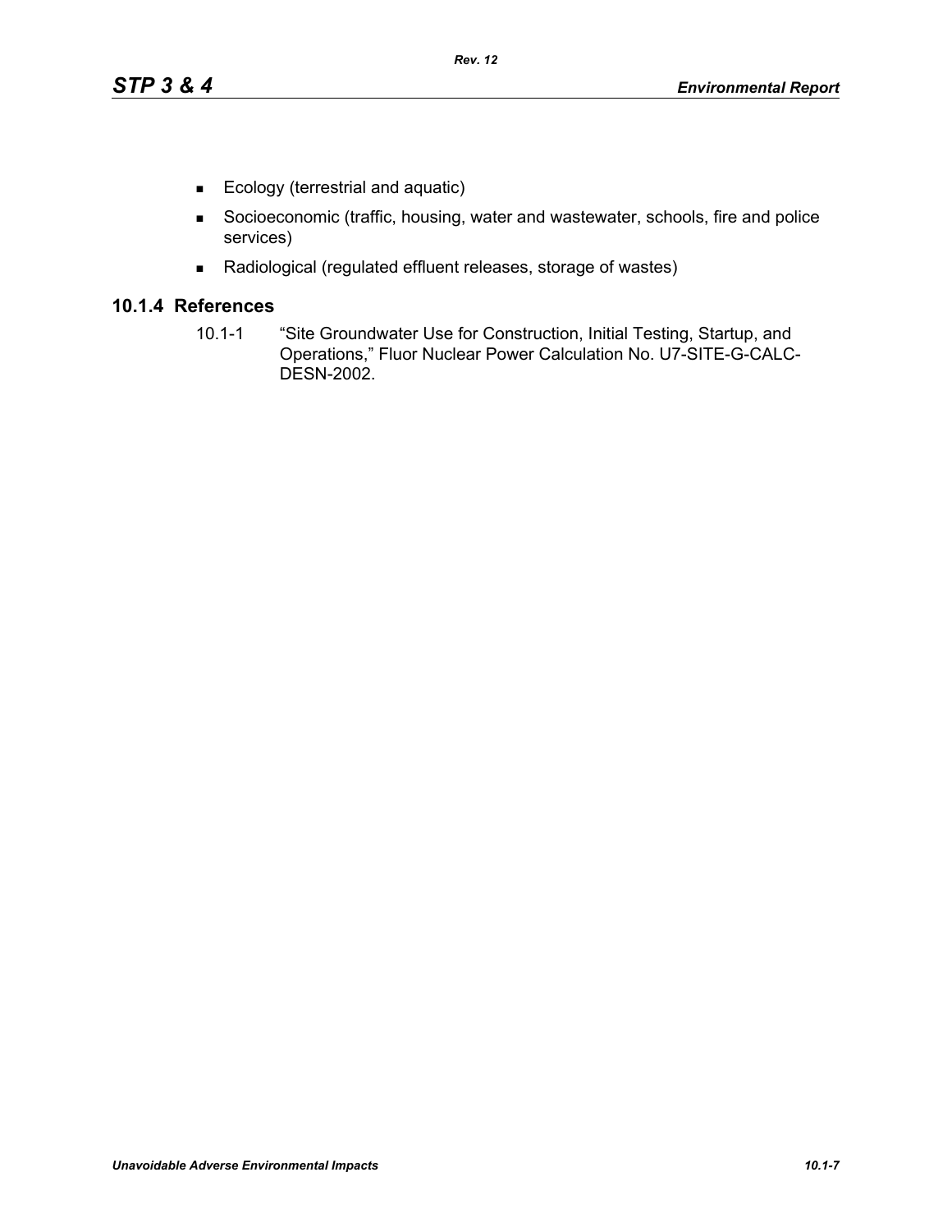- Ecology (terrestrial and aquatic)
- Socioeconomic (traffic, housing, water and wastewater, schools, fire and police services)
- Radiological (regulated effluent releases, storage of wastes)

### 10.1.4 References

10.1-1 "Site Groundwater Use for Construction, Initial Testing, Startup, and Operations," Fluor Nuclear Power Calculation No. U7-SITE-G-CALC-DESN-2002.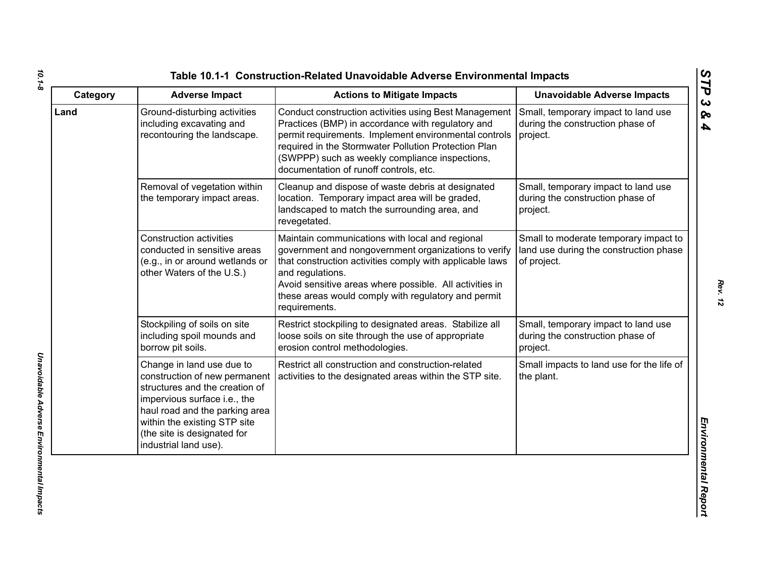**Table 10.1-1 Construction-Related Unavoidable Adverse Environmental Impacts**

| Category | Adverse Impact | Actions to Mitigate Impacts | Unavoidable Adverse Impacts |
|---|---|---|---|
| Land | Ground-disturbing activities including excavating and recontouring the landscape. | Conduct construction activities using Best Management Practices (BMP) in accordance with regulatory and permit requirements. Implement environmental controls required in the Stormwater Pollution Protection Plan (SWPPP) such as weekly compliance inspections, documentation of runoff controls, etc. | Small, temporary impact to land use during the construction phase of project. |
| | Removal of vegetation within the temporary impact areas. | Cleanup and dispose of waste debris at designated location. Temporary impact area will be graded, landscaped to match the surrounding area, and revegetated. | Small, temporary impact to land use during the construction phase of project. |
| | Construction activities conducted in sensitive areas (e.g., in or around wetlands or other Waters of the U.S.) | Maintain communications with local and regional government and nongovernment organizations to verify that construction activities comply with applicable laws and regulations.<br>Avoid sensitive areas where possible. All activities in these areas would comply with regulatory and permit requirements. | Small to moderate temporary impact to land use during the construction phase of project. |
| | Stockpiling of soils on site including spoil mounds and borrow pit soils. | Restrict stockpiling to designated areas. Stabilize all loose soils on site through the use of appropriate erosion control methodologies. | Small, temporary impact to land use during the construction phase of project. |
| | Change in land use due to construction of new permanent structures and the creation of impervious surface i.e., the haul road and the parking area within the existing STP site (the site is designated for industrial land use). | Restrict all construction and construction-related activities to the designated areas within the STP site. | Small impacts to land use for the life of the plant. |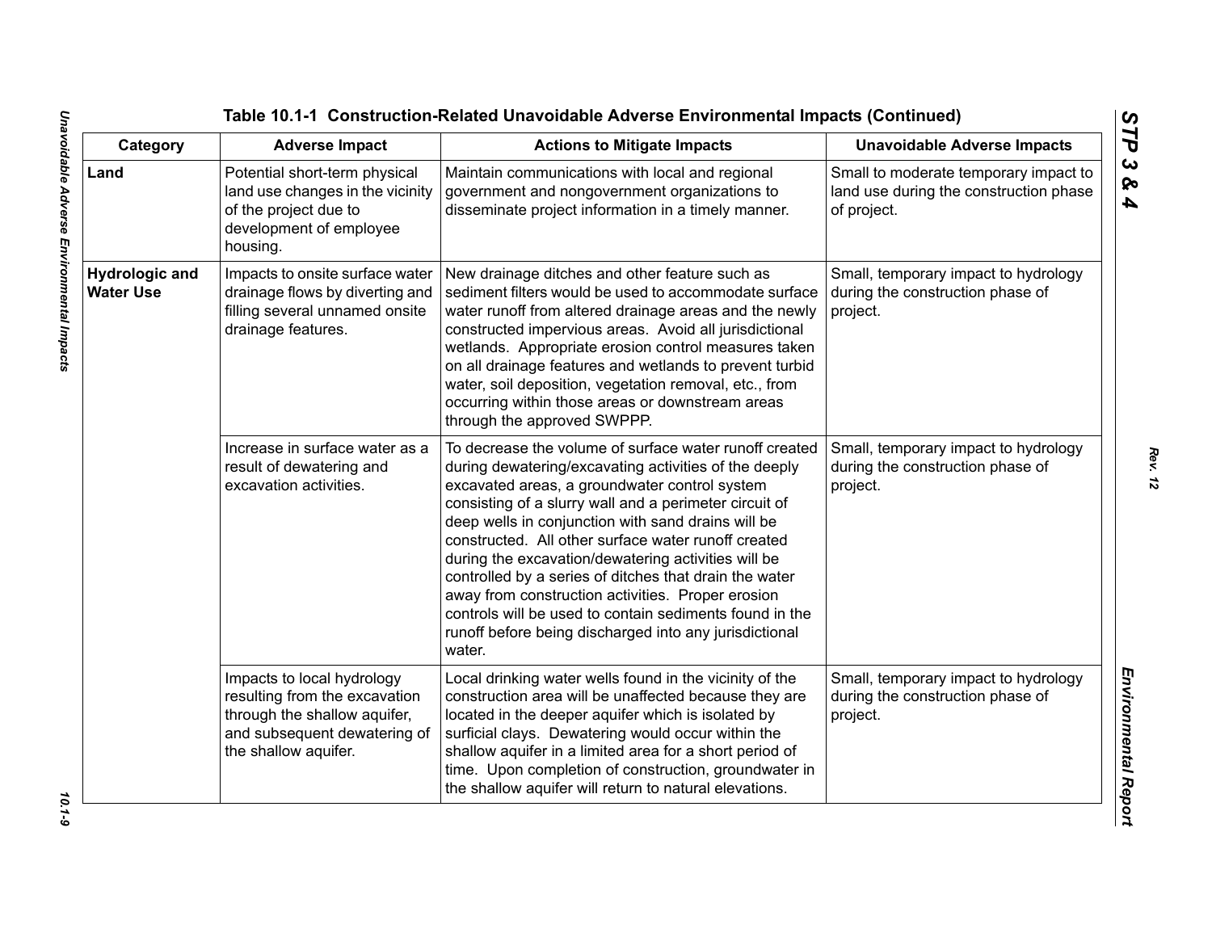Table 10.1-1 Construction-Related Unavoidable Adverse Environmental Impacts (Continued)

| Category | Adverse Impact | Actions to Mitigate Impacts | Unavoidable Adverse Impacts |
|---|---|---|---|
| **Land** | Potential short-term physical land use changes in the vicinity of the project due to development of employee housing. | Maintain communications with local and regional government and nongovernment organizations to disseminate project information in a timely manner. | Small to moderate temporary impact to land use during the construction phase of project. |
| **Hydrologic and Water Use** | Impacts to onsite surface water drainage flows by diverting and filling several unnamed onsite drainage features. | New drainage ditches and other feature such as sediment filters would be used to accommodate surface water runoff from altered drainage areas and the newly constructed impervious areas. Avoid all jurisdictional wetlands. Appropriate erosion control measures taken on all drainage features and wetlands to prevent turbid water, soil deposition, vegetation removal, etc., from occurring within those areas or downstream areas through the approved SWPPP. | Small, temporary impact to hydrology during the construction phase of project. |
| | Increase in surface water as a result of dewatering and excavation activities. | To decrease the volume of surface water runoff created during dewatering/excavating activities of the deeply excavated areas, a groundwater control system consisting of a slurry wall and a perimeter circuit of deep wells in conjunction with sand drains will be constructed. All other surface water runoff created during the excavation/dewatering activities will be controlled by a series of ditches that drain the water away from construction activities. Proper erosion controls will be used to contain sediments found in the runoff before being discharged into any jurisdictional water. | Small, temporary impact to hydrology during the construction phase of project. |
| | Impacts to local hydrology resulting from the excavation through the shallow aquifer, and subsequent dewatering of the shallow aquifer. | Local drinking water wells found in the vicinity of the construction area will be unaffected because they are located in the deeper aquifer which is isolated by surficial clays. Dewatering would occur within the shallow aquifer in a limited area for a short period of time. Upon completion of construction, groundwater in the shallow aquifer will return to natural elevations. | Small, temporary impact to hydrology during the construction phase of project. |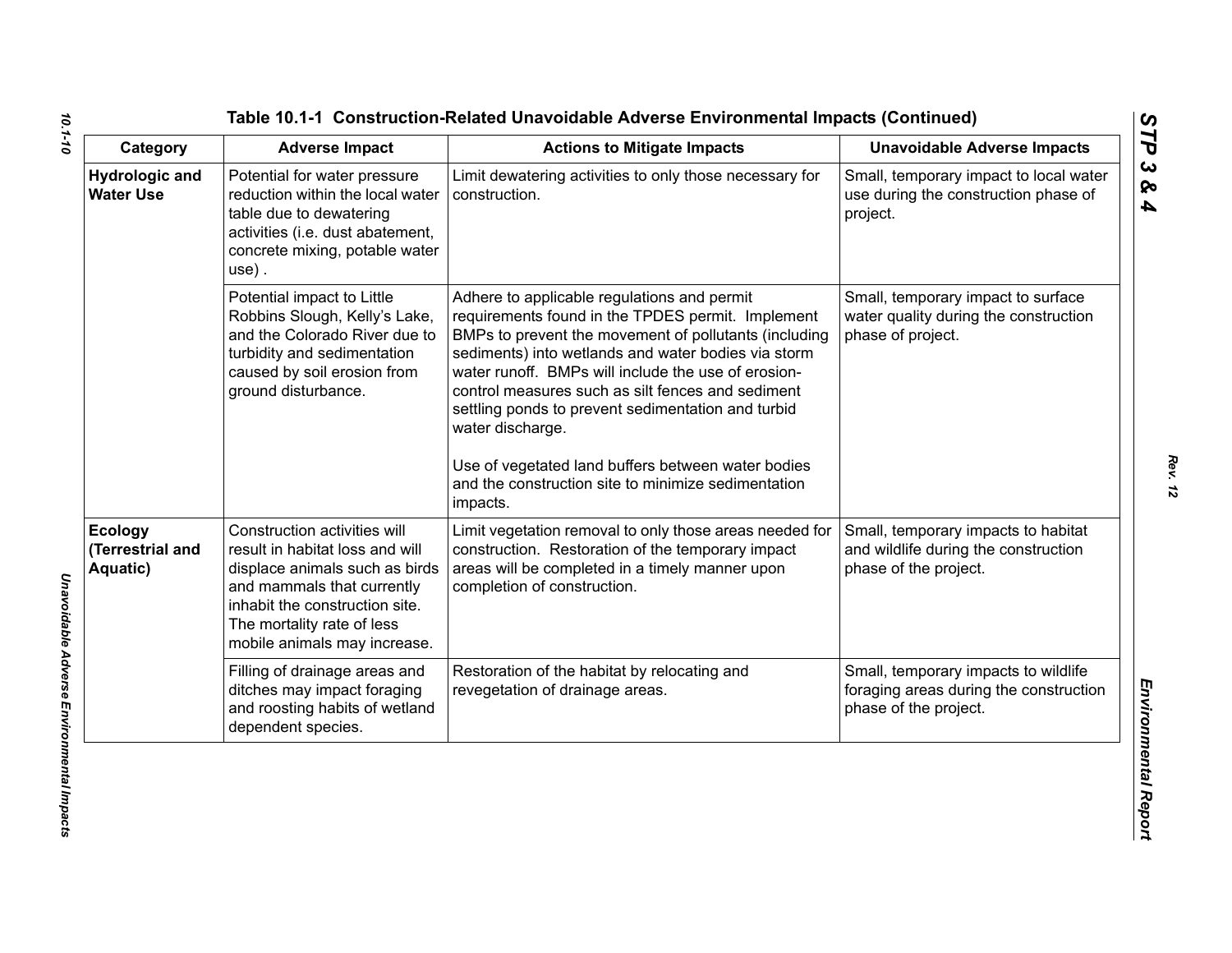**Table 10.1-1 Construction-Related Unavoidable Adverse Environmental Impacts (Continued)**

| Category | Adverse Impact | Actions to Mitigate Impacts | Unavoidable Adverse Impacts |
|---|---|---|---|
| **Hydrologic and Water Use** | Potential for water pressure reduction within the local water table due to dewatering activities (i.e. dust abatement, concrete mixing, potable water use) . | Limit dewatering activities to only those necessary for construction. | Small, temporary impact to local water use during the construction phase of project. |
| | Potential impact to Little Robbins Slough, Kelly's Lake, and the Colorado River due to turbidity and sedimentation caused by soil erosion from ground disturbance. | Adhere to applicable regulations and permit requirements found in the TPDES permit. Implement BMPs to prevent the movement of pollutants (including sediments) into wetlands and water bodies via storm water runoff. BMPs will include the use of erosion-control measures such as silt fences and sediment settling ponds to prevent sedimentation and turbid water discharge.<br><br>Use of vegetated land buffers between water bodies and the construction site to minimize sedimentation impacts. | Small, temporary impact to surface water quality during the construction phase of project. |
| **Ecology (Terrestrial and Aquatic)** | Construction activities will result in habitat loss and will displace animals such as birds and mammals that currently inhabit the construction site. The mortality rate of less mobile animals may increase. | Limit vegetation removal to only those areas needed for construction. Restoration of the temporary impact areas will be completed in a timely manner upon completion of construction. | Small, temporary impacts to habitat and wildlife during the construction phase of the project. |
| | Filling of drainage areas and ditches may impact foraging and roosting habits of wetland dependent species. | Restoration of the habitat by relocating and revegetation of drainage areas. | Small, temporary impacts to wildlife foraging areas during the construction phase of the project. |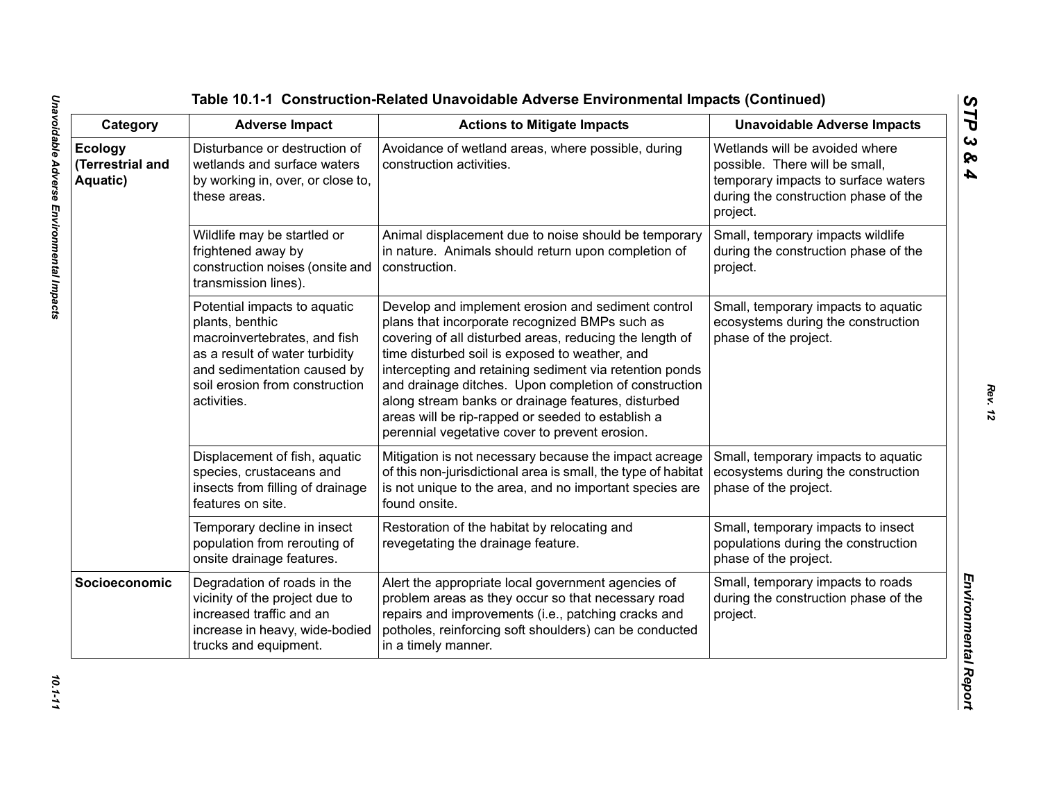**Table 10.1-1 Construction-Related Unavoidable Adverse Environmental Impacts (Continued)**

| Category | Adverse Impact | Actions to Mitigate Impacts | Unavoidable Adverse Impacts |
|---|---|---|---|
| **Ecology (Terrestrial and Aquatic)** | Disturbance or destruction of wetlands and surface waters by working in, over, or close to, these areas. | Avoidance of wetland areas, where possible, during construction activities. | Wetlands will be avoided where possible. There will be small, temporary impacts to surface waters during the construction phase of the project. |
| | Wildlife may be startled or frightened away by construction noises (onsite and transmission lines). | Animal displacement due to noise should be temporary in nature. Animals should return upon completion of construction. | Small, temporary impacts wildlife during the construction phase of the project. |
| | Potential impacts to aquatic plants, benthic macroinvertebrates, and fish as a result of water turbidity and sedimentation caused by soil erosion from construction activities. | Develop and implement erosion and sediment control plans that incorporate recognized BMPs such as covering of all disturbed areas, reducing the length of time disturbed soil is exposed to weather, and intercepting and retaining sediment via retention ponds and drainage ditches. Upon completion of construction along stream banks or drainage features, disturbed areas will be rip-rapped or seeded to establish a perennial vegetative cover to prevent erosion. | Small, temporary impacts to aquatic ecosystems during the construction phase of the project. |
| | Displacement of fish, aquatic species, crustaceans and insects from filling of drainage features on site. | Mitigation is not necessary because the impact acreage of this non-jurisdictional area is small, the type of habitat is not unique to the area, and no important species are found onsite. | Small, temporary impacts to aquatic ecosystems during the construction phase of the project. |
| | Temporary decline in insect population from rerouting of onsite drainage features. | Restoration of the habitat by relocating and revegetating the drainage feature. | Small, temporary impacts to insect populations during the construction phase of the project. |
| **Socioeconomic** | Degradation of roads in the vicinity of the project due to increased traffic and an increase in heavy, wide-bodied trucks and equipment. | Alert the appropriate local government agencies of problem areas as they occur so that necessary road repairs and improvements (i.e., patching cracks and potholes, reinforcing soft shoulders) can be conducted in a timely manner. | Small, temporary impacts to roads during the construction phase of the project. |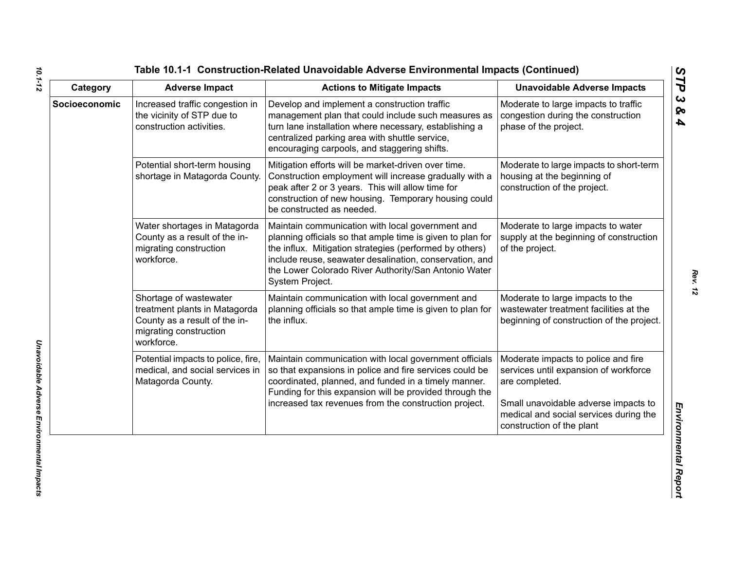## Table 10.1-1 Construction-Related Unavoidable Adverse Environmental Impacts (Continued)

| Category | Adverse Impact | Actions to Mitigate Impacts | Unavoidable Adverse Impacts |
|---|---|---|---|
| **Socioeconomic** | Increased traffic congestion in the vicinity of STP due to construction activities. | Develop and implement a construction traffic management plan that could include such measures as turn lane installation where necessary, establishing a centralized parking area with shuttle service, encouraging carpools, and staggering shifts. | Moderate to large impacts to traffic congestion during the construction phase of the project. |
| | Potential short-term housing shortage in Matagorda County. | Mitigation efforts will be market-driven over time. Construction employment will increase gradually with a peak after 2 or 3 years. This will allow time for construction of new housing. Temporary housing could be constructed as needed. | Moderate to large impacts to short-term housing at the beginning of construction of the project. |
| | Water shortages in Matagorda County as a result of the in-migrating construction workforce. | Maintain communication with local government and planning officials so that ample time is given to plan for the influx. Mitigation strategies (performed by others) include reuse, seawater desalination, conservation, and the Lower Colorado River Authority/San Antonio Water System Project. | Moderate to large impacts to water supply at the beginning of construction of the project. |
| | Shortage of wastewater treatment plants in Matagorda County as a result of the in-migrating construction workforce. | Maintain communication with local government and planning officials so that ample time is given to plan for the influx. | Moderate to large impacts to the wastewater treatment facilities at the beginning of construction of the project. |
| | Potential impacts to police, fire, medical, and social services in Matagorda County. | Maintain communication with local government officials so that expansions in police and fire services could be coordinated, planned, and funded in a timely manner. Funding for this expansion will be provided through the increased tax revenues from the construction project. | Moderate impacts to police and fire services until expansion of workforce are completed.<br><br>Small unavoidable adverse impacts to medical and social services during the construction of the plant |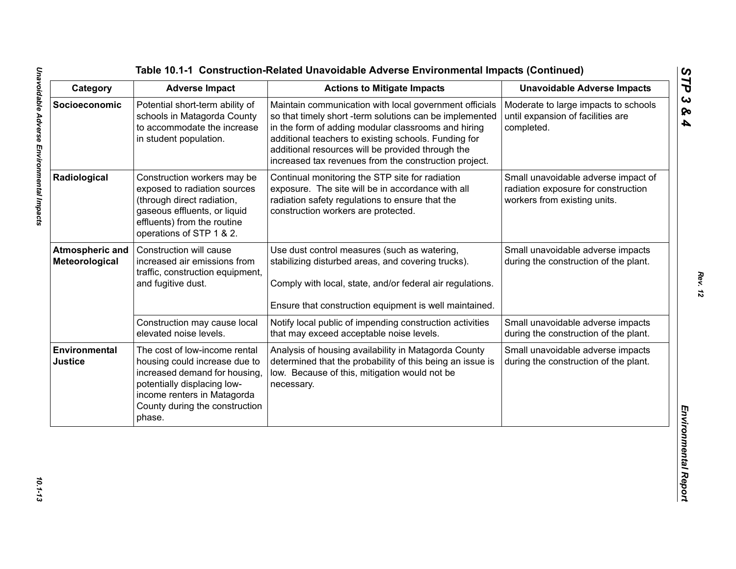**Table 10.1-1 Construction-Related Unavoidable Adverse Environmental Impacts (Continued)**

| Category | Adverse Impact | Actions to Mitigate Impacts | Unavoidable Adverse Impacts |
|---|---|---|---|
| **Socioeconomic** | Potential short-term ability of schools in Matagorda County to accommodate the increase in student population. | Maintain communication with local government officials so that timely short -term solutions can be implemented in the form of adding modular classrooms and hiring additional teachers to existing schools. Funding for additional resources will be provided through the increased tax revenues from the construction project. | Moderate to large impacts to schools until expansion of facilities are completed. |
| **Radiological** | Construction workers may be exposed to radiation sources (through direct radiation, gaseous effluents, or liquid effluents) from the routine operations of STP 1 & 2. | Continual monitoring the STP site for radiation exposure. The site will be in accordance with all radiation safety regulations to ensure that the construction workers are protected. | Small unavoidable adverse impact of radiation exposure for construction workers from existing units. |
| **Atmospheric and Meteorological** | Construction will cause increased air emissions from traffic, construction equipment, and fugitive dust. | Use dust control measures (such as watering, stabilizing disturbed areas, and covering trucks).<br><br>Comply with local, state, and/or federal air regulations.<br><br>Ensure that construction equipment is well maintained. | Small unavoidable adverse impacts during the construction of the plant. |
| | Construction may cause local elevated noise levels. | Notify local public of impending construction activities that may exceed acceptable noise levels. | Small unavoidable adverse impacts during the construction of the plant. |
| **Environmental Justice** | The cost of low-income rental housing could increase due to increased demand for housing, potentially displacing low-income renters in Matagorda County during the construction phase. | Analysis of housing availability in Matagorda County determined that the probability of this being an issue is low. Because of this, mitigation would not be necessary. | Small unavoidable adverse impacts during the construction of the plant. |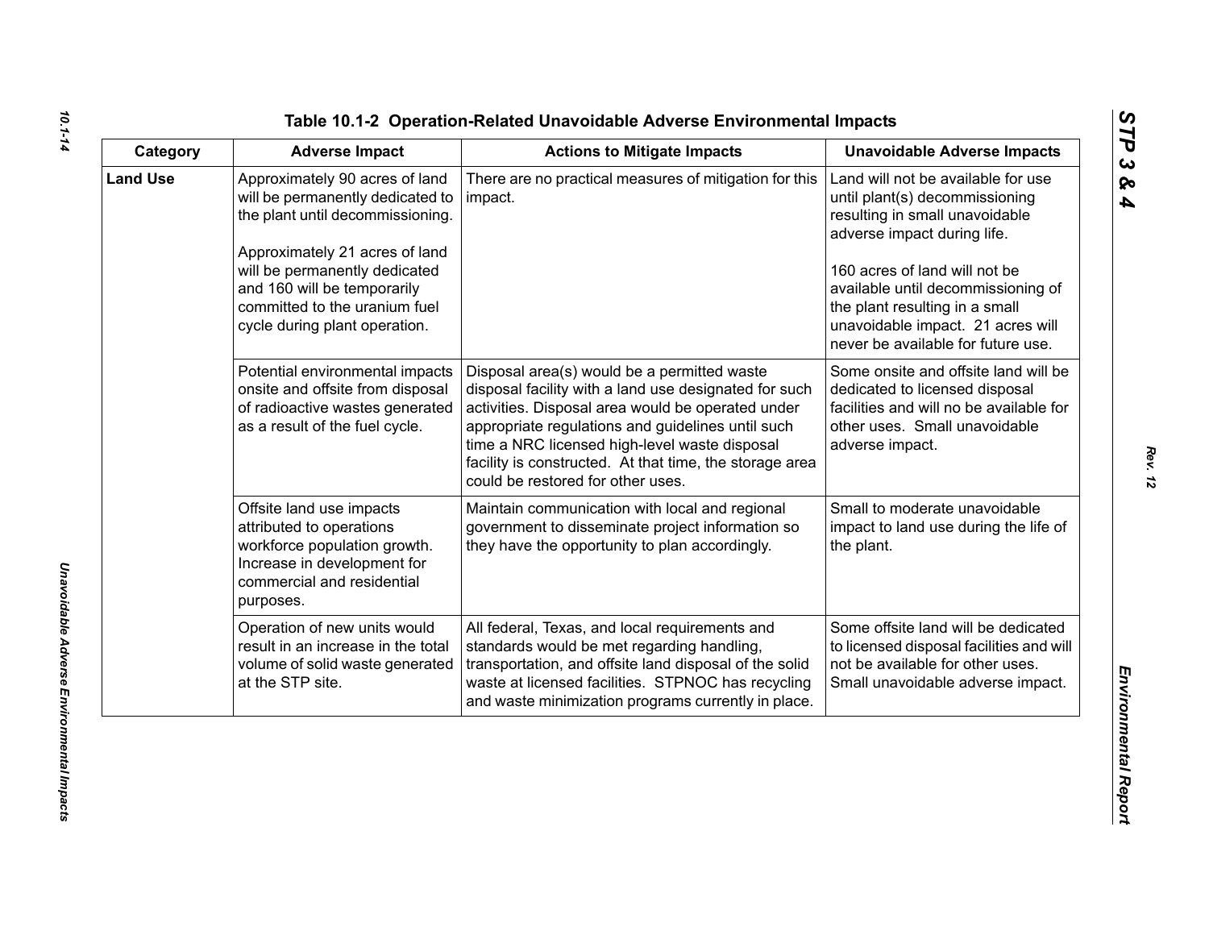## Table 10.1-2 Operation-Related Unavoidable Adverse Environmental Impacts

| Category | Adverse Impact | Actions to Mitigate Impacts | Unavoidable Adverse Impacts |
|---|---|---|---|
| **Land Use** | Approximately 90 acres of land will be permanently dedicated to the plant until decommissioning.<br><br>Approximately 21 acres of land will be permanently dedicated and 160 will be temporarily committed to the uranium fuel cycle during plant operation. | There are no practical measures of mitigation for this impact. | Land will not be available for use until plant(s) decommissioning resulting in small unavoidable adverse impact during life.<br><br>160 acres of land will not be available until decommissioning of the plant resulting in a small unavoidable impact. 21 acres will never be available for future use. |
| | Potential environmental impacts onsite and offsite from disposal of radioactive wastes generated as a result of the fuel cycle. | Disposal area(s) would be a permitted waste disposal facility with a land use designated for such activities. Disposal area would be operated under appropriate regulations and guidelines until such time a NRC licensed high-level waste disposal facility is constructed. At that time, the storage area could be restored for other uses. | Some onsite and offsite land will be dedicated to licensed disposal facilities and will no be available for other uses. Small unavoidable adverse impact. |
| | Offsite land use impacts attributed to operations workforce population growth. Increase in development for commercial and residential purposes. | Maintain communication with local and regional government to disseminate project information so they have the opportunity to plan accordingly. | Small to moderate unavoidable impact to land use during the life of the plant. |
| | Operation of new units would result in an increase in the total volume of solid waste generated at the STP site. | All federal, Texas, and local requirements and standards would be met regarding handling, transportation, and offsite land disposal of the solid waste at licensed facilities. STPNOC has recycling and waste minimization programs currently in place. | Some offsite land will be dedicated to licensed disposal facilities and will not be available for other uses. Small unavoidable adverse impact. |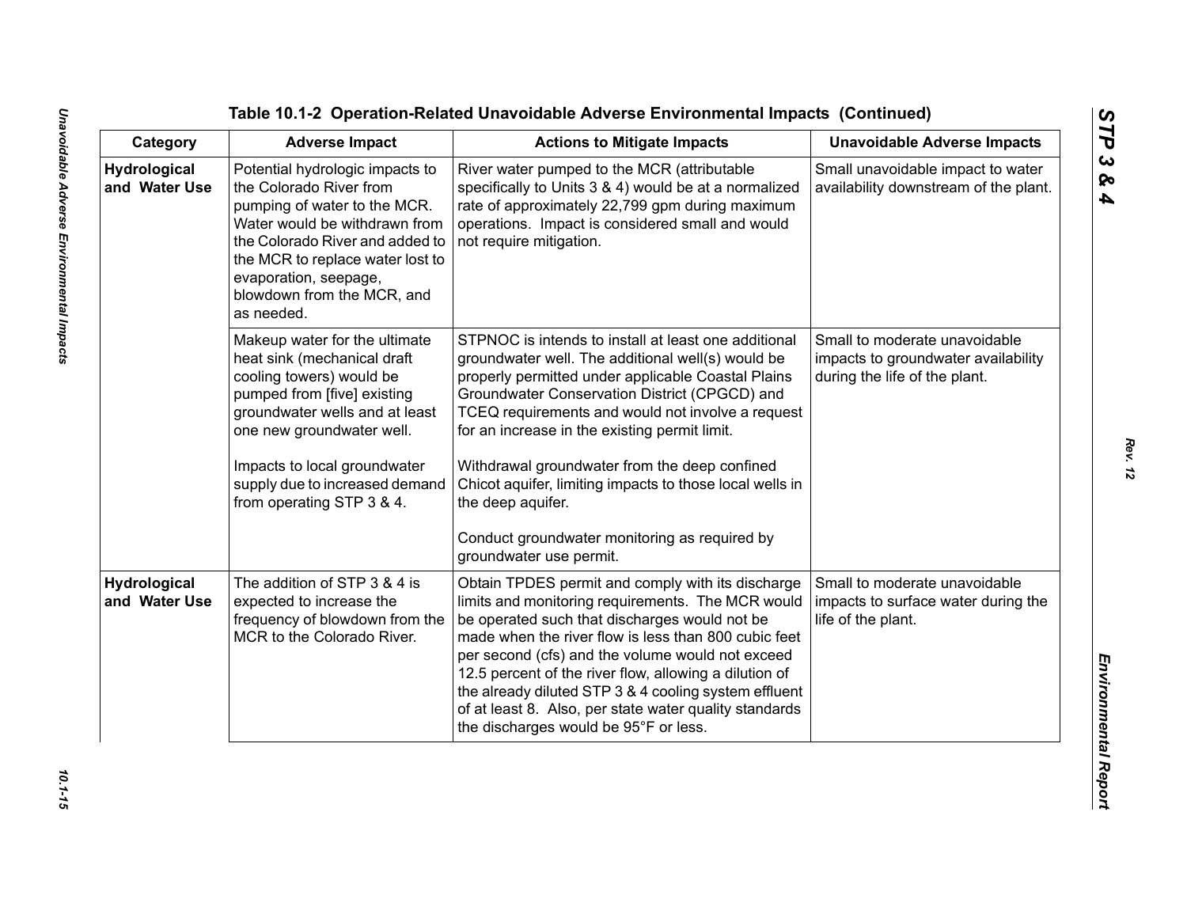**Table 10.1-2 Operation-Related Unavoidable Adverse Environmental Impacts (Continued)**

| Category | Adverse Impact | Actions to Mitigate Impacts | Unavoidable Adverse Impacts |
|---|---|---|---|
| **Hydrological and Water Use** | Potential hydrologic impacts to the Colorado River from pumping of water to the MCR. Water would be withdrawn from the Colorado River and added to the MCR to replace water lost to evaporation, seepage, blowdown from the MCR, and as needed. | River water pumped to the MCR (attributable specifically to Units 3 & 4) would be at a normalized rate of approximately 22,799 gpm during maximum operations. Impact is considered small and would not require mitigation. | Small unavoidable impact to water availability downstream of the plant. |
| | Makeup water for the ultimate heat sink (mechanical draft cooling towers) would be pumped from [five] existing groundwater wells and at least one new groundwater well.<br><br>Impacts to local groundwater supply due to increased demand from operating STP 3 & 4. | STPNOC is intends to install at least one additional groundwater well. The additional well(s) would be properly permitted under applicable Coastal Plains Groundwater Conservation District (CPGCD) and TCEQ requirements and would not involve a request for an increase in the existing permit limit.<br><br>Withdrawal groundwater from the deep confined Chicot aquifer, limiting impacts to those local wells in the deep aquifer.<br><br>Conduct groundwater monitoring as required by groundwater use permit. | Small to moderate unavoidable impacts to groundwater availability during the life of the plant. |
| **Hydrological and Water Use** | The addition of STP 3 & 4 is expected to increase the frequency of blowdown from the MCR to the Colorado River. | Obtain TPDES permit and comply with its discharge limits and monitoring requirements. The MCR would be operated such that discharges would not be made when the river flow is less than 800 cubic feet per second (cfs) and the volume would not exceed 12.5 percent of the river flow, allowing a dilution of the already diluted STP 3 & 4 cooling system effluent of at least 8. Also, per state water quality standards the discharges would be 95°F or less. | Small to moderate unavoidable impacts to surface water during the life of the plant. |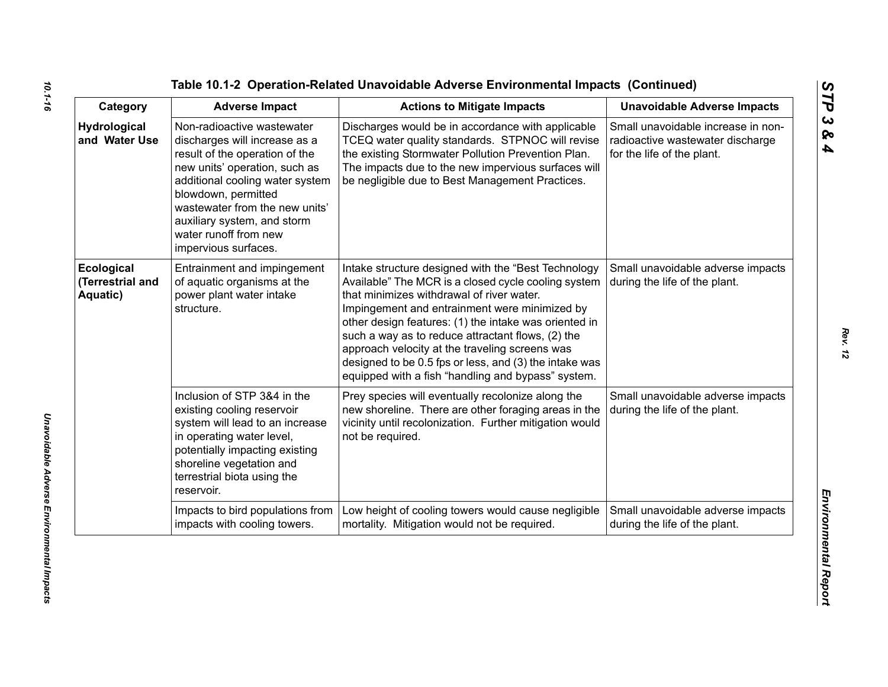**Table 10.1-2 Operation-Related Unavoidable Adverse Environmental Impacts (Continued)**

| Category | Adverse Impact | Actions to Mitigate Impacts | Unavoidable Adverse Impacts |
|---|---|---|---|
| **Hydrological and Water Use** | Non-radioactive wastewater discharges will increase as a result of the operation of the new units' operation, such as additional cooling water system blowdown, permitted wastewater from the new units' auxiliary system, and storm water runoff from new impervious surfaces. | Discharges would be in accordance with applicable TCEQ water quality standards. STPNOC will revise the existing Stormwater Pollution Prevention Plan. The impacts due to the new impervious surfaces will be negligible due to Best Management Practices. | Small unavoidable increase in non-radioactive wastewater discharge for the life of the plant. |
| **Ecological (Terrestrial and Aquatic)** | Entrainment and impingement of aquatic organisms at the power plant water intake structure. | Intake structure designed with the "Best Technology Available" The MCR is a closed cycle cooling system that minimizes withdrawal of river water. Impingement and entrainment were minimized by other design features: (1) the intake was oriented in such a way as to reduce attractant flows, (2) the approach velocity at the traveling screens was designed to be 0.5 fps or less, and (3) the intake was equipped with a fish "handling and bypass" system. | Small unavoidable adverse impacts during the life of the plant. |
| | Inclusion of STP 3&4 in the existing cooling reservoir system will lead to an increase in operating water level, potentially impacting existing shoreline vegetation and terrestrial biota using the reservoir. | Prey species will eventually recolonize along the new shoreline. There are other foraging areas in the vicinity until recolonization. Further mitigation would not be required. | Small unavoidable adverse impacts during the life of the plant. |
| | Impacts to bird populations from impacts with cooling towers. | Low height of cooling towers would cause negligible mortality. Mitigation would not be required. | Small unavoidable adverse impacts during the life of the plant. |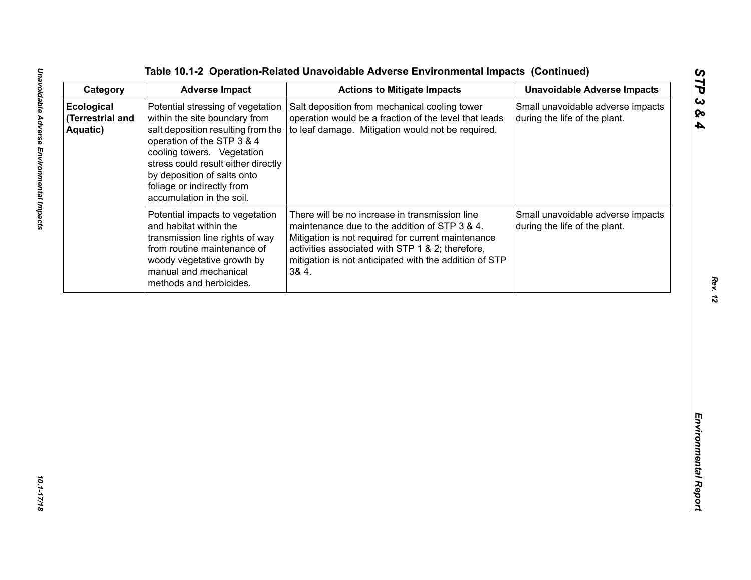## Table 10.1-2 Operation-Related Unavoidable Adverse Environmental Impacts (Continued)

| Category | Adverse Impact | Actions to Mitigate Impacts | Unavoidable Adverse Impacts |
|---|---|---|---|
| **Ecological (Terrestrial and Aquatic)** | Potential stressing of vegetation within the site boundary from salt deposition resulting from the operation of the STP 3 & 4 cooling towers. Vegetation stress could result either directly by deposition of salts onto foliage or indirectly from accumulation in the soil. | Salt deposition from mechanical cooling tower operation would be a fraction of the level that leads to leaf damage. Mitigation would not be required. | Small unavoidable adverse impacts during the life of the plant. |
| | Potential impacts to vegetation and habitat within the transmission line rights of way from routine maintenance of woody vegetative growth by manual and mechanical methods and herbicides. | There will be no increase in transmission line maintenance due to the addition of STP 3 & 4. Mitigation is not required for current maintenance activities associated with STP 1 & 2; therefore, mitigation is not anticipated with the addition of STP 3& 4. | Small unavoidable adverse impacts during the life of the plant. |